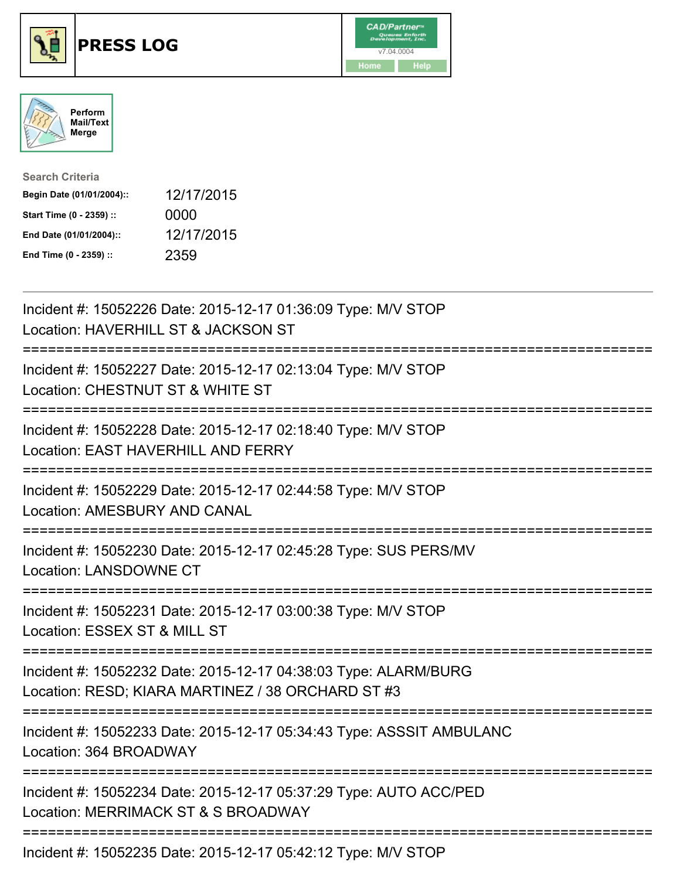# PRESS LOG

Perform Mail/Text Merge

**Search Criteria**

| | |
|---|---|
| **Begin Date (01/01/2004)::** | 12/17/2015 |
| **Start Time (0 - 2359) ::** | 0000 |
| **End Date (01/01/2004)::** | 12/17/2015 |
| **End Time (0 - 2359) ::** | 2359 |

---

Incident #: 15052226 Date: 2015-12-17 01:36:09 Type: M/V STOP
Location: HAVERHILL ST & JACKSON ST

===========================================================================

Incident #: 15052227 Date: 2015-12-17 02:13:04 Type: M/V STOP
Location: CHESTNUT ST & WHITE ST

===========================================================================

Incident #: 15052228 Date: 2015-12-17 02:18:40 Type: M/V STOP
Location: EAST HAVERHILL AND FERRY

===========================================================================

Incident #: 15052229 Date: 2015-12-17 02:44:58 Type: M/V STOP
Location: AMESBURY AND CANAL

===========================================================================

Incident #: 15052230 Date: 2015-12-17 02:45:28 Type: SUS PERS/MV
Location: LANSDOWNE CT

===========================================================================

Incident #: 15052231 Date: 2015-12-17 03:00:38 Type: M/V STOP
Location: ESSEX ST & MILL ST

===========================================================================

Incident #: 15052232 Date: 2015-12-17 04:38:03 Type: ALARM/BURG
Location: RESD; KIARA MARTINEZ / 38 ORCHARD ST #3

===========================================================================

Incident #: 15052233 Date: 2015-12-17 05:34:43 Type: ASSSIT AMBULANC
Location: 364 BROADWAY

===========================================================================

Incident #: 15052234 Date: 2015-12-17 05:37:29 Type: AUTO ACC/PED
Location: MERRIMACK ST & S BROADWAY

===========================================================================

Incident #: 15052235 Date: 2015-12-17 05:42:12 Type: M/V STOP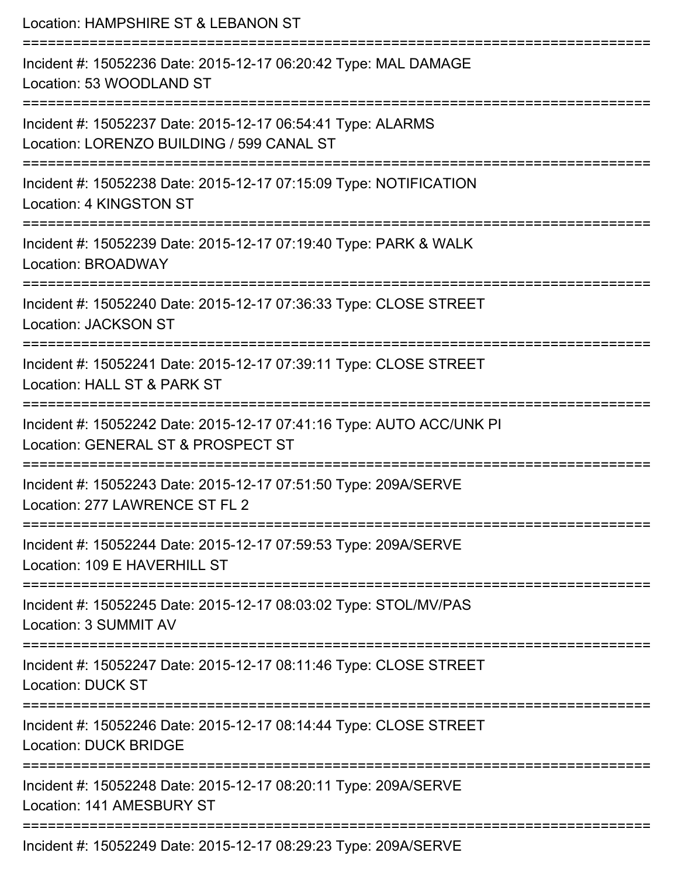Location: HAMPSHIRE ST & LEBANON ST

===========================================================================

Incident #: 15052236 Date: 2015-12-17 06:20:42 Type: MAL DAMAGE
Location: 53 WOODLAND ST

===========================================================================

Incident #: 15052237 Date: 2015-12-17 06:54:41 Type: ALARMS
Location: LORENZO BUILDING / 599 CANAL ST

===========================================================================

Incident #: 15052238 Date: 2015-12-17 07:15:09 Type: NOTIFICATION
Location: 4 KINGSTON ST

===========================================================================

Incident #: 15052239 Date: 2015-12-17 07:19:40 Type: PARK & WALK
Location: BROADWAY

===========================================================================

Incident #: 15052240 Date: 2015-12-17 07:36:33 Type: CLOSE STREET
Location: JACKSON ST

===========================================================================

Incident #: 15052241 Date: 2015-12-17 07:39:11 Type: CLOSE STREET
Location: HALL ST & PARK ST

===========================================================================

Incident #: 15052242 Date: 2015-12-17 07:41:16 Type: AUTO ACC/UNK PI
Location: GENERAL ST & PROSPECT ST

===========================================================================

Incident #: 15052243 Date: 2015-12-17 07:51:50 Type: 209A/SERVE
Location: 277 LAWRENCE ST FL 2

===========================================================================

Incident #: 15052244 Date: 2015-12-17 07:59:53 Type: 209A/SERVE
Location: 109 E HAVERHILL ST

===========================================================================

Incident #: 15052245 Date: 2015-12-17 08:03:02 Type: STOL/MV/PAS
Location: 3 SUMMIT AV

===========================================================================

Incident #: 15052247 Date: 2015-12-17 08:11:46 Type: CLOSE STREET
Location: DUCK ST

===========================================================================

Incident #: 15052246 Date: 2015-12-17 08:14:44 Type: CLOSE STREET
Location: DUCK BRIDGE

===========================================================================

Incident #: 15052248 Date: 2015-12-17 08:20:11 Type: 209A/SERVE
Location: 141 AMESBURY ST

===========================================================================

Incident #: 15052249 Date: 2015-12-17 08:29:23 Type: 209A/SERVE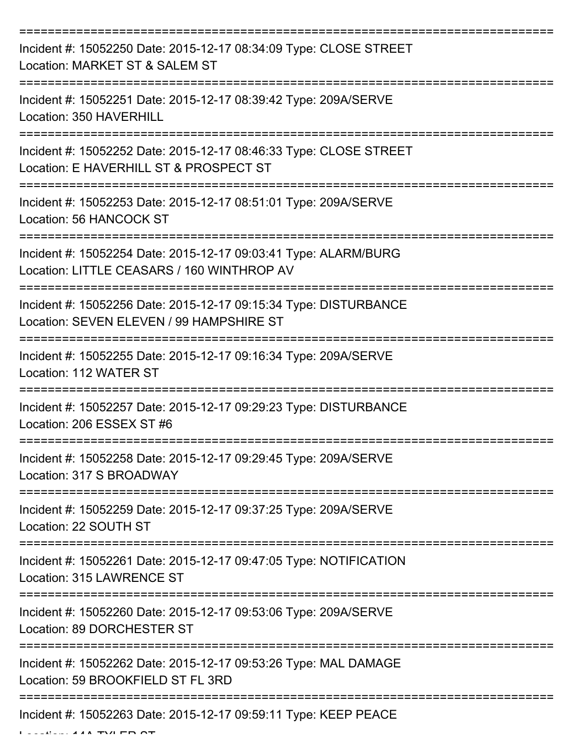===========================================================================
Incident #: 15052250 Date: 2015-12-17 08:34:09 Type: CLOSE STREET
Location: MARKET ST & SALEM ST
===========================================================================
Incident #: 15052251 Date: 2015-12-17 08:39:42 Type: 209A/SERVE
Location: 350 HAVERHILL
===========================================================================
Incident #: 15052252 Date: 2015-12-17 08:46:33 Type: CLOSE STREET
Location: E HAVERHILL ST & PROSPECT ST
===========================================================================
Incident #: 15052253 Date: 2015-12-17 08:51:01 Type: 209A/SERVE
Location: 56 HANCOCK ST
===========================================================================
Incident #: 15052254 Date: 2015-12-17 09:03:41 Type: ALARM/BURG
Location: LITTLE CEASARS / 160 WINTHROP AV
===========================================================================
Incident #: 15052256 Date: 2015-12-17 09:15:34 Type: DISTURBANCE
Location: SEVEN ELEVEN / 99 HAMPSHIRE ST
===========================================================================
Incident #: 15052255 Date: 2015-12-17 09:16:34 Type: 209A/SERVE
Location: 112 WATER ST
===========================================================================
Incident #: 15052257 Date: 2015-12-17 09:29:23 Type: DISTURBANCE
Location: 206 ESSEX ST #6
===========================================================================
Incident #: 15052258 Date: 2015-12-17 09:29:45 Type: 209A/SERVE
Location: 317 S BROADWAY
===========================================================================
Incident #: 15052259 Date: 2015-12-17 09:37:25 Type: 209A/SERVE
Location: 22 SOUTH ST
===========================================================================
Incident #: 15052261 Date: 2015-12-17 09:47:05 Type: NOTIFICATION
Location: 315 LAWRENCE ST
===========================================================================
Incident #: 15052260 Date: 2015-12-17 09:53:06 Type: 209A/SERVE
Location: 89 DORCHESTER ST
===========================================================================
Incident #: 15052262 Date: 2015-12-17 09:53:26 Type: MAL DAMAGE
Location: 59 BROOKFIELD ST FL 3RD
===========================================================================
Incident #: 15052263 Date: 2015-12-17 09:59:11 Type: KEEP PEACE
Location: 14A TYLER ST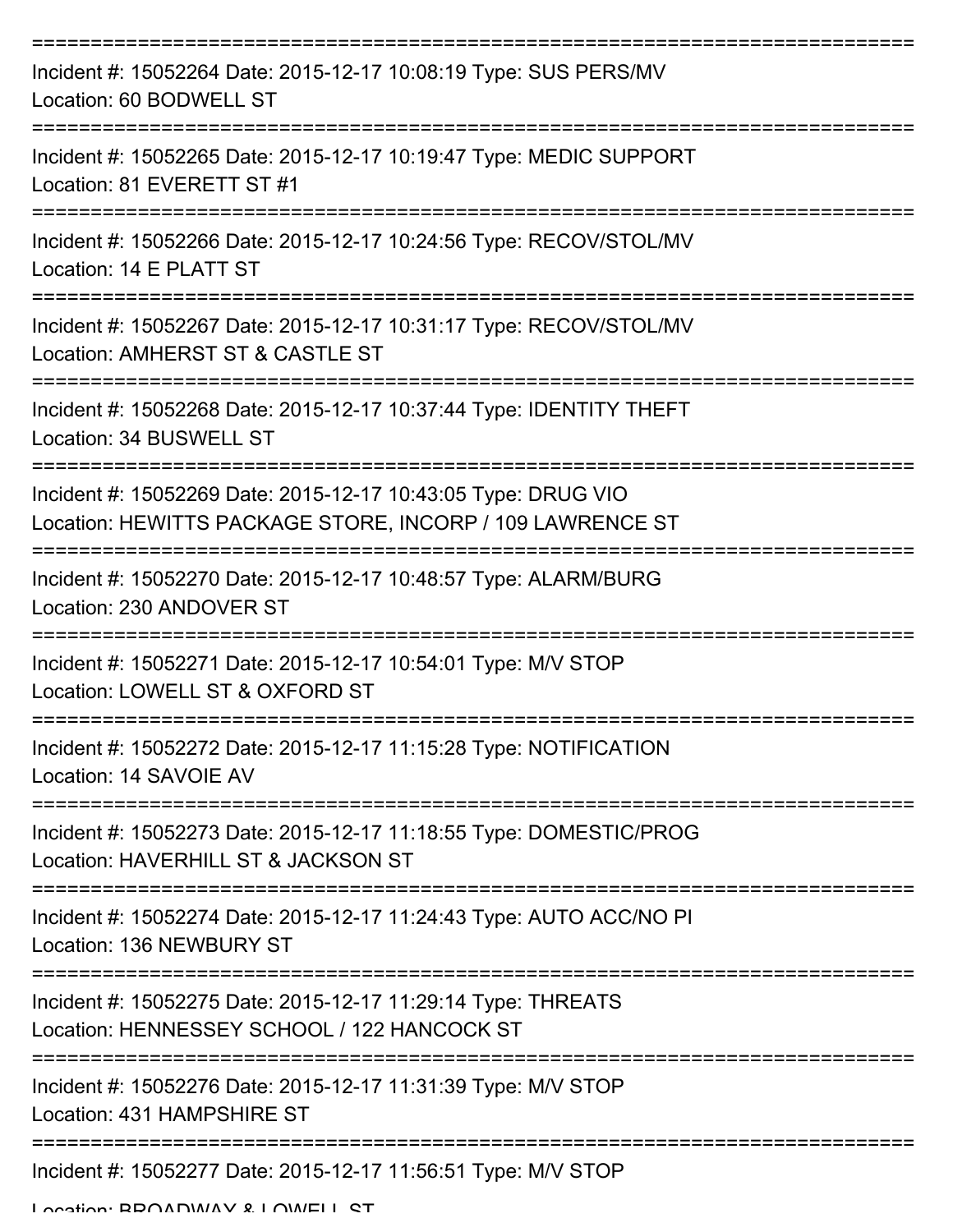===========================================================================

Incident #: 15052264 Date: 2015-12-17 10:08:19 Type: SUS PERS/MV
Location: 60 BODWELL ST

===========================================================================

Incident #: 15052265 Date: 2015-12-17 10:19:47 Type: MEDIC SUPPORT
Location: 81 EVERETT ST #1

===========================================================================

Incident #: 15052266 Date: 2015-12-17 10:24:56 Type: RECOV/STOL/MV
Location: 14 E PLATT ST

===========================================================================

Incident #: 15052267 Date: 2015-12-17 10:31:17 Type: RECOV/STOL/MV
Location: AMHERST ST & CASTLE ST

===========================================================================

Incident #: 15052268 Date: 2015-12-17 10:37:44 Type: IDENTITY THEFT
Location: 34 BUSWELL ST

===========================================================================

Incident #: 15052269 Date: 2015-12-17 10:43:05 Type: DRUG VIO
Location: HEWITTS PACKAGE STORE, INCORP / 109 LAWRENCE ST

===========================================================================

Incident #: 15052270 Date: 2015-12-17 10:48:57 Type: ALARM/BURG
Location: 230 ANDOVER ST

===========================================================================

Incident #: 15052271 Date: 2015-12-17 10:54:01 Type: M/V STOP
Location: LOWELL ST & OXFORD ST

===========================================================================

Incident #: 15052272 Date: 2015-12-17 11:15:28 Type: NOTIFICATION
Location: 14 SAVOIE AV

===========================================================================

Incident #: 15052273 Date: 2015-12-17 11:18:55 Type: DOMESTIC/PROG
Location: HAVERHILL ST & JACKSON ST

===========================================================================

Incident #: 15052274 Date: 2015-12-17 11:24:43 Type: AUTO ACC/NO PI
Location: 136 NEWBURY ST

===========================================================================

Incident #: 15052275 Date: 2015-12-17 11:29:14 Type: THREATS
Location: HENNESSEY SCHOOL / 122 HANCOCK ST

===========================================================================

Incident #: 15052276 Date: 2015-12-17 11:31:39 Type: M/V STOP
Location: 431 HAMPSHIRE ST

===========================================================================

Incident #: 15052277 Date: 2015-12-17 11:56:51 Type: M/V STOP
Location: BROADWAY & LOWELL ST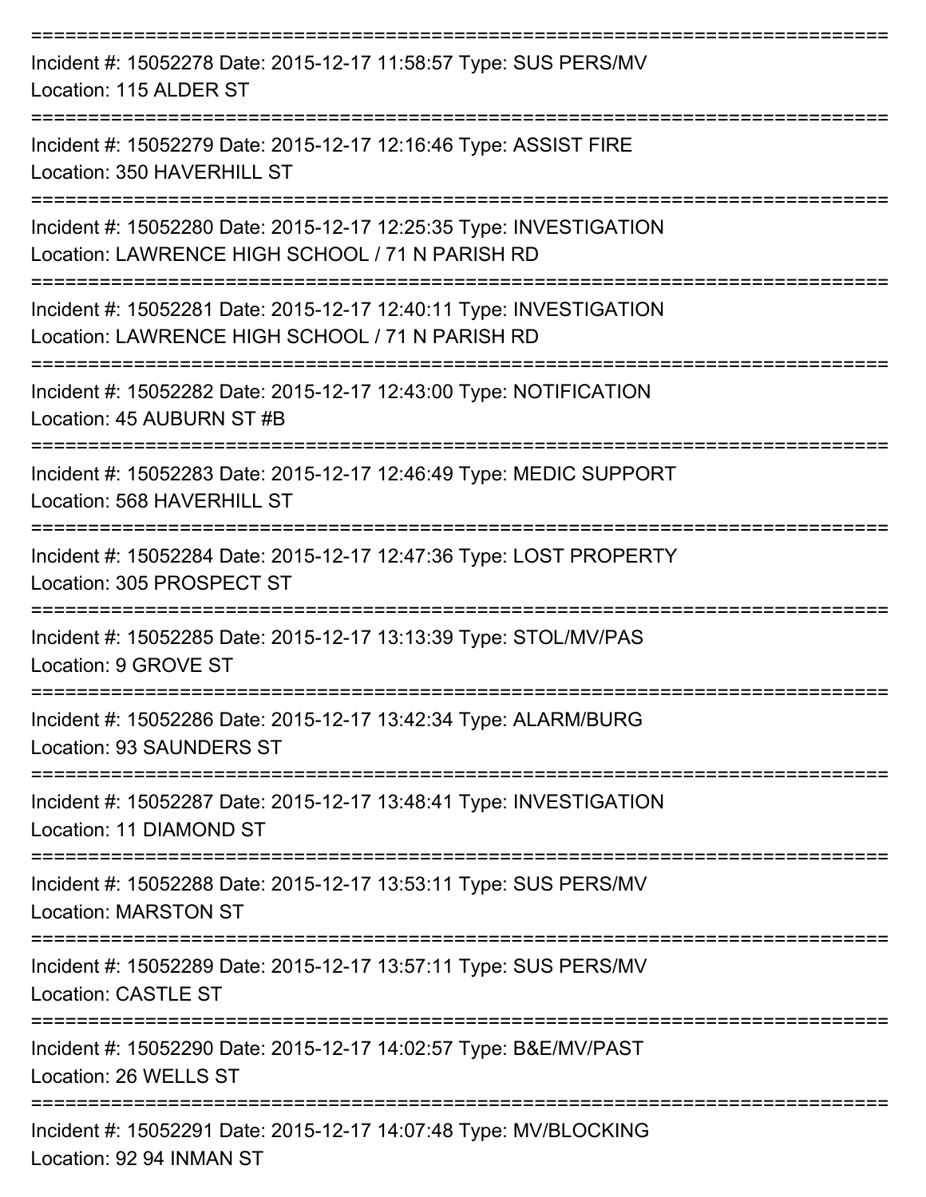===========================================================================

Incident #: 15052278 Date: 2015-12-17 11:58:57 Type: SUS PERS/MV
Location: 115 ALDER ST

===========================================================================

Incident #: 15052279 Date: 2015-12-17 12:16:46 Type: ASSIST FIRE
Location: 350 HAVERHILL ST

===========================================================================

Incident #: 15052280 Date: 2015-12-17 12:25:35 Type: INVESTIGATION
Location: LAWRENCE HIGH SCHOOL / 71 N PARISH RD

===========================================================================

Incident #: 15052281 Date: 2015-12-17 12:40:11 Type: INVESTIGATION
Location: LAWRENCE HIGH SCHOOL / 71 N PARISH RD

===========================================================================

Incident #: 15052282 Date: 2015-12-17 12:43:00 Type: NOTIFICATION
Location: 45 AUBURN ST #B

===========================================================================

Incident #: 15052283 Date: 2015-12-17 12:46:49 Type: MEDIC SUPPORT
Location: 568 HAVERHILL ST

===========================================================================

Incident #: 15052284 Date: 2015-12-17 12:47:36 Type: LOST PROPERTY
Location: 305 PROSPECT ST

===========================================================================

Incident #: 15052285 Date: 2015-12-17 13:13:39 Type: STOL/MV/PAS
Location: 9 GROVE ST

===========================================================================

Incident #: 15052286 Date: 2015-12-17 13:42:34 Type: ALARM/BURG
Location: 93 SAUNDERS ST

===========================================================================

Incident #: 15052287 Date: 2015-12-17 13:48:41 Type: INVESTIGATION
Location: 11 DIAMOND ST

===========================================================================

Incident #: 15052288 Date: 2015-12-17 13:53:11 Type: SUS PERS/MV
Location: MARSTON ST

===========================================================================

Incident #: 15052289 Date: 2015-12-17 13:57:11 Type: SUS PERS/MV
Location: CASTLE ST

===========================================================================

Incident #: 15052290 Date: 2015-12-17 14:02:57 Type: B&E/MV/PAST
Location: 26 WELLS ST

===========================================================================

Incident #: 15052291 Date: 2015-12-17 14:07:48 Type: MV/BLOCKING
Location: 92 94 INMAN ST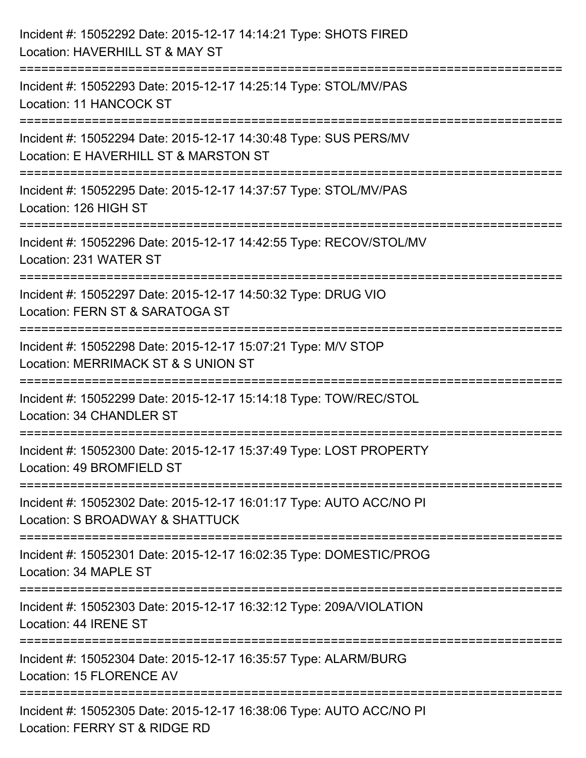Incident #: 15052292 Date: 2015-12-17 14:14:21 Type: SHOTS FIRED
Location: HAVERHILL ST & MAY ST

===========================================================================

Incident #: 15052293 Date: 2015-12-17 14:25:14 Type: STOL/MV/PAS
Location: 11 HANCOCK ST

===========================================================================

Incident #: 15052294 Date: 2015-12-17 14:30:48 Type: SUS PERS/MV
Location: E HAVERHILL ST & MARSTON ST

===========================================================================

Incident #: 15052295 Date: 2015-12-17 14:37:57 Type: STOL/MV/PAS
Location: 126 HIGH ST

===========================================================================

Incident #: 15052296 Date: 2015-12-17 14:42:55 Type: RECOV/STOL/MV
Location: 231 WATER ST

===========================================================================

Incident #: 15052297 Date: 2015-12-17 14:50:32 Type: DRUG VIO
Location: FERN ST & SARATOGA ST

===========================================================================

Incident #: 15052298 Date: 2015-12-17 15:07:21 Type: M/V STOP
Location: MERRIMACK ST & S UNION ST

===========================================================================

Incident #: 15052299 Date: 2015-12-17 15:14:18 Type: TOW/REC/STOL
Location: 34 CHANDLER ST

===========================================================================

Incident #: 15052300 Date: 2015-12-17 15:37:49 Type: LOST PROPERTY
Location: 49 BROMFIELD ST

===========================================================================

Incident #: 15052302 Date: 2015-12-17 16:01:17 Type: AUTO ACC/NO PI
Location: S BROADWAY & SHATTUCK

===========================================================================

Incident #: 15052301 Date: 2015-12-17 16:02:35 Type: DOMESTIC/PROG
Location: 34 MAPLE ST

===========================================================================

Incident #: 15052303 Date: 2015-12-17 16:32:12 Type: 209A/VIOLATION
Location: 44 IRENE ST

===========================================================================

Incident #: 15052304 Date: 2015-12-17 16:35:57 Type: ALARM/BURG
Location: 15 FLORENCE AV

===========================================================================

Incident #: 15052305 Date: 2015-12-17 16:38:06 Type: AUTO ACC/NO PI
Location: FERRY ST & RIDGE RD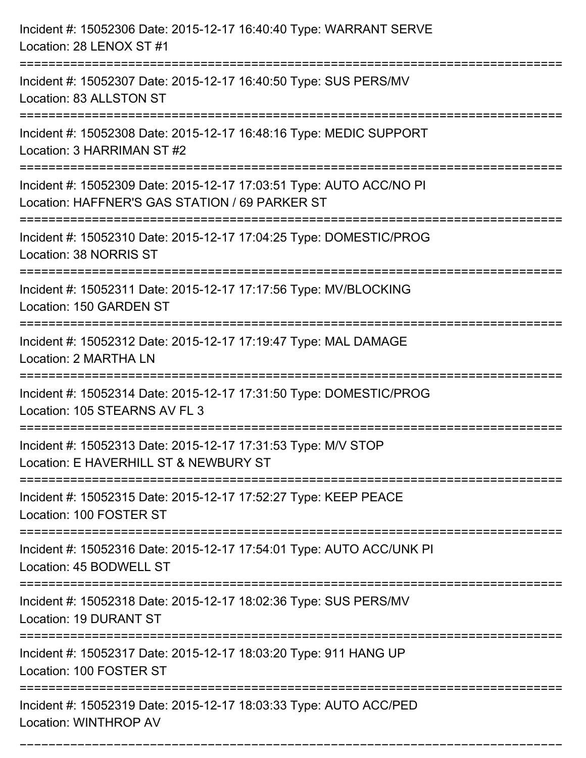Incident #: 15052306 Date: 2015-12-17 16:40:40 Type: WARRANT SERVE
Location: 28 LENOX ST #1

===========================================================================

Incident #: 15052307 Date: 2015-12-17 16:40:50 Type: SUS PERS/MV
Location: 83 ALLSTON ST

===========================================================================

Incident #: 15052308 Date: 2015-12-17 16:48:16 Type: MEDIC SUPPORT
Location: 3 HARRIMAN ST #2

===========================================================================

Incident #: 15052309 Date: 2015-12-17 17:03:51 Type: AUTO ACC/NO PI
Location: HAFFNER'S GAS STATION / 69 PARKER ST

===========================================================================

Incident #: 15052310 Date: 2015-12-17 17:04:25 Type: DOMESTIC/PROG
Location: 38 NORRIS ST

===========================================================================

Incident #: 15052311 Date: 2015-12-17 17:17:56 Type: MV/BLOCKING
Location: 150 GARDEN ST

===========================================================================

Incident #: 15052312 Date: 2015-12-17 17:19:47 Type: MAL DAMAGE
Location: 2 MARTHA LN

===========================================================================

Incident #: 15052314 Date: 2015-12-17 17:31:50 Type: DOMESTIC/PROG
Location: 105 STEARNS AV FL 3

===========================================================================

Incident #: 15052313 Date: 2015-12-17 17:31:53 Type: M/V STOP
Location: E HAVERHILL ST & NEWBURY ST

===========================================================================

Incident #: 15052315 Date: 2015-12-17 17:52:27 Type: KEEP PEACE
Location: 100 FOSTER ST

===========================================================================

Incident #: 15052316 Date: 2015-12-17 17:54:01 Type: AUTO ACC/UNK PI
Location: 45 BODWELL ST

===========================================================================

Incident #: 15052318 Date: 2015-12-17 18:02:36 Type: SUS PERS/MV
Location: 19 DURANT ST

===========================================================================

Incident #: 15052317 Date: 2015-12-17 18:03:20 Type: 911 HANG UP
Location: 100 FOSTER ST

===========================================================================

Incident #: 15052319 Date: 2015-12-17 18:03:33 Type: AUTO ACC/PED
Location: WINTHROP AV

===========================================================================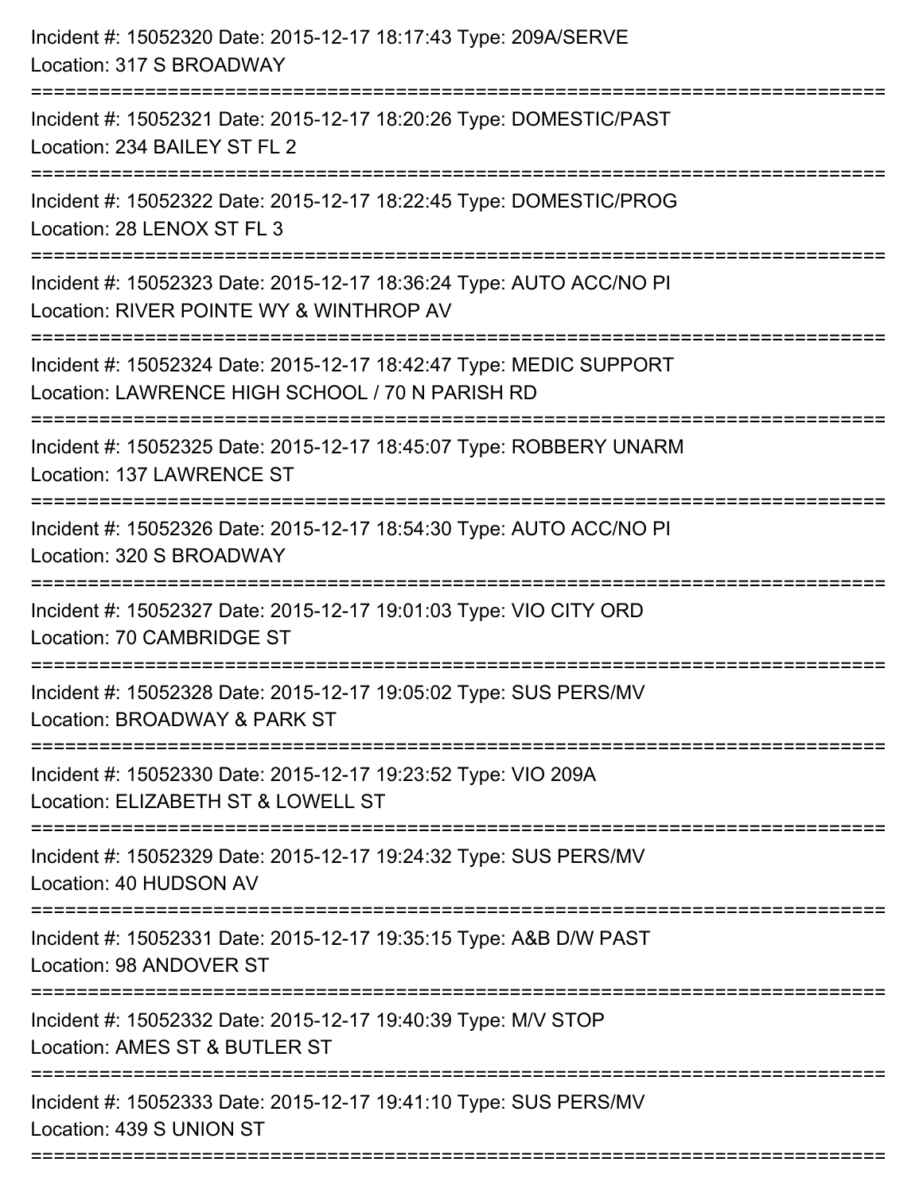Incident #: 15052320 Date: 2015-12-17 18:17:43 Type: 209A/SERVE
Location: 317 S BROADWAY

===========================================================================

Incident #: 15052321 Date: 2015-12-17 18:20:26 Type: DOMESTIC/PAST
Location: 234 BAILEY ST FL 2

===========================================================================

Incident #: 15052322 Date: 2015-12-17 18:22:45 Type: DOMESTIC/PROG
Location: 28 LENOX ST FL 3

===========================================================================

Incident #: 15052323 Date: 2015-12-17 18:36:24 Type: AUTO ACC/NO PI
Location: RIVER POINTE WY & WINTHROP AV

===========================================================================

Incident #: 15052324 Date: 2015-12-17 18:42:47 Type: MEDIC SUPPORT
Location: LAWRENCE HIGH SCHOOL / 70 N PARISH RD

===========================================================================

Incident #: 15052325 Date: 2015-12-17 18:45:07 Type: ROBBERY UNARM
Location: 137 LAWRENCE ST

===========================================================================

Incident #: 15052326 Date: 2015-12-17 18:54:30 Type: AUTO ACC/NO PI
Location: 320 S BROADWAY

===========================================================================

Incident #: 15052327 Date: 2015-12-17 19:01:03 Type: VIO CITY ORD
Location: 70 CAMBRIDGE ST

===========================================================================

Incident #: 15052328 Date: 2015-12-17 19:05:02 Type: SUS PERS/MV
Location: BROADWAY & PARK ST

===========================================================================

Incident #: 15052330 Date: 2015-12-17 19:23:52 Type: VIO 209A
Location: ELIZABETH ST & LOWELL ST

===========================================================================

Incident #: 15052329 Date: 2015-12-17 19:24:32 Type: SUS PERS/MV
Location: 40 HUDSON AV

===========================================================================

Incident #: 15052331 Date: 2015-12-17 19:35:15 Type: A&B D/W PAST
Location: 98 ANDOVER ST

===========================================================================

Incident #: 15052332 Date: 2015-12-17 19:40:39 Type: M/V STOP
Location: AMES ST & BUTLER ST

===========================================================================

Incident #: 15052333 Date: 2015-12-17 19:41:10 Type: SUS PERS/MV
Location: 439 S UNION ST

===========================================================================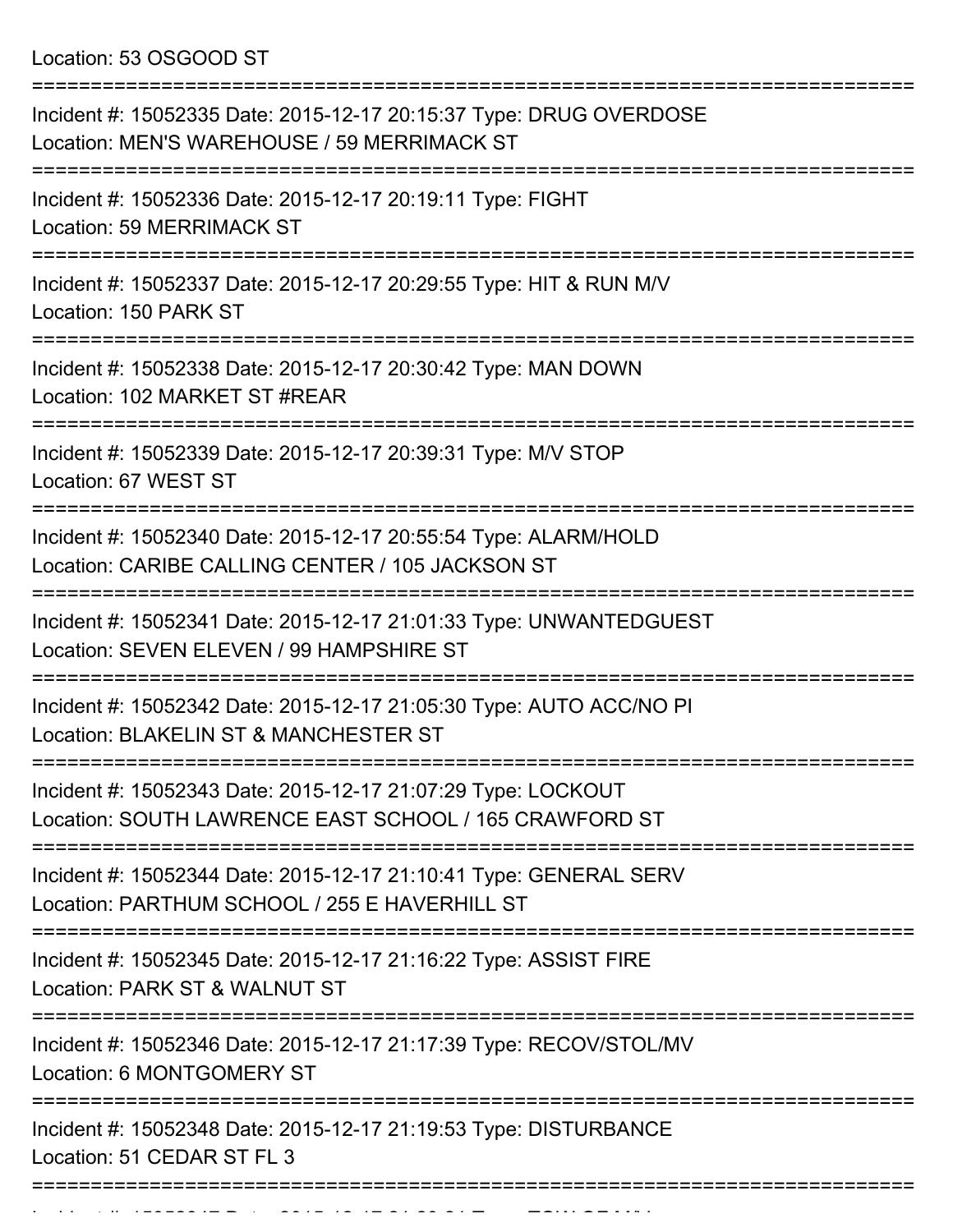Location: 53 OSGOOD ST

===========================================================================

Incident #: 15052335 Date: 2015-12-17 20:15:37 Type: DRUG OVERDOSE
Location: MEN'S WAREHOUSE / 59 MERRIMACK ST

===========================================================================

Incident #: 15052336 Date: 2015-12-17 20:19:11 Type: FIGHT
Location: 59 MERRIMACK ST

===========================================================================

Incident #: 15052337 Date: 2015-12-17 20:29:55 Type: HIT & RUN M/V
Location: 150 PARK ST

===========================================================================

Incident #: 15052338 Date: 2015-12-17 20:30:42 Type: MAN DOWN
Location: 102 MARKET ST #REAR

===========================================================================

Incident #: 15052339 Date: 2015-12-17 20:39:31 Type: M/V STOP
Location: 67 WEST ST

===========================================================================

Incident #: 15052340 Date: 2015-12-17 20:55:54 Type: ALARM/HOLD
Location: CARIBE CALLING CENTER / 105 JACKSON ST

===========================================================================

Incident #: 15052341 Date: 2015-12-17 21:01:33 Type: UNWANTEDGUEST
Location: SEVEN ELEVEN / 99 HAMPSHIRE ST

===========================================================================

Incident #: 15052342 Date: 2015-12-17 21:05:30 Type: AUTO ACC/NO PI
Location: BLAKELIN ST & MANCHESTER ST

===========================================================================

Incident #: 15052343 Date: 2015-12-17 21:07:29 Type: LOCKOUT
Location: SOUTH LAWRENCE EAST SCHOOL / 165 CRAWFORD ST

===========================================================================

Incident #: 15052344 Date: 2015-12-17 21:10:41 Type: GENERAL SERV
Location: PARTHUM SCHOOL / 255 E HAVERHILL ST

===========================================================================

Incident #: 15052345 Date: 2015-12-17 21:16:22 Type: ASSIST FIRE
Location: PARK ST & WALNUT ST

===========================================================================

Incident #: 15052346 Date: 2015-12-17 21:17:39 Type: RECOV/STOL/MV
Location: 6 MONTGOMERY ST

===========================================================================

Incident #: 15052348 Date: 2015-12-17 21:19:53 Type: DISTURBANCE
Location: 51 CEDAR ST FL 3

===========================================================================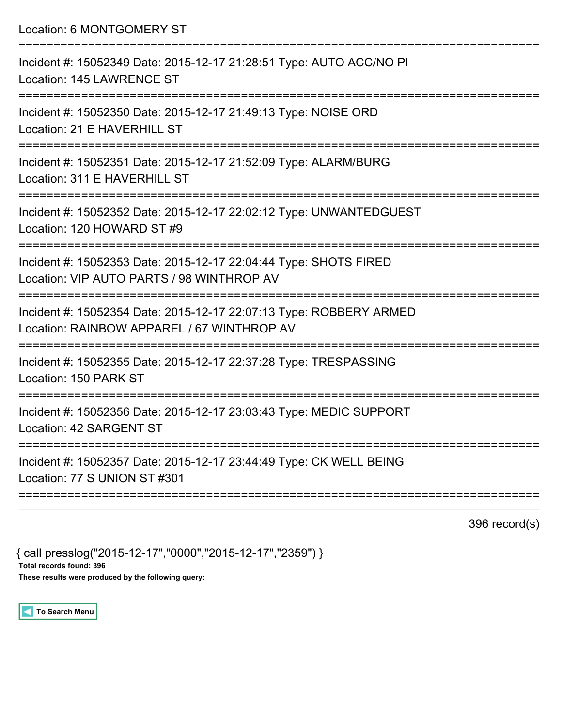Location: 6 MONTGOMERY ST

===========================================================================

Incident #: 15052349 Date: 2015-12-17 21:28:51 Type: AUTO ACC/NO PI
Location: 145 LAWRENCE ST

===========================================================================

Incident #: 15052350 Date: 2015-12-17 21:49:13 Type: NOISE ORD
Location: 21 E HAVERHILL ST

===========================================================================

Incident #: 15052351 Date: 2015-12-17 21:52:09 Type: ALARM/BURG
Location: 311 E HAVERHILL ST

===========================================================================

Incident #: 15052352 Date: 2015-12-17 22:02:12 Type: UNWANTEDGUEST
Location: 120 HOWARD ST #9

===========================================================================

Incident #: 15052353 Date: 2015-12-17 22:04:44 Type: SHOTS FIRED
Location: VIP AUTO PARTS / 98 WINTHROP AV

===========================================================================

Incident #: 15052354 Date: 2015-12-17 22:07:13 Type: ROBBERY ARMED
Location: RAINBOW APPAREL / 67 WINTHROP AV

===========================================================================

Incident #: 15052355 Date: 2015-12-17 22:37:28 Type: TRESPASSING
Location: 150 PARK ST

===========================================================================

Incident #: 15052356 Date: 2015-12-17 23:03:43 Type: MEDIC SUPPORT
Location: 42 SARGENT ST

===========================================================================

Incident #: 15052357 Date: 2015-12-17 23:44:49 Type: CK WELL BEING
Location: 77 S UNION ST #301

===========================================================================

396 record(s)

{ call presslog("2015-12-17","0000","2015-12-17","2359") }

**Total records found: 396**

**These results were produced by the following query:**

To Search Menu